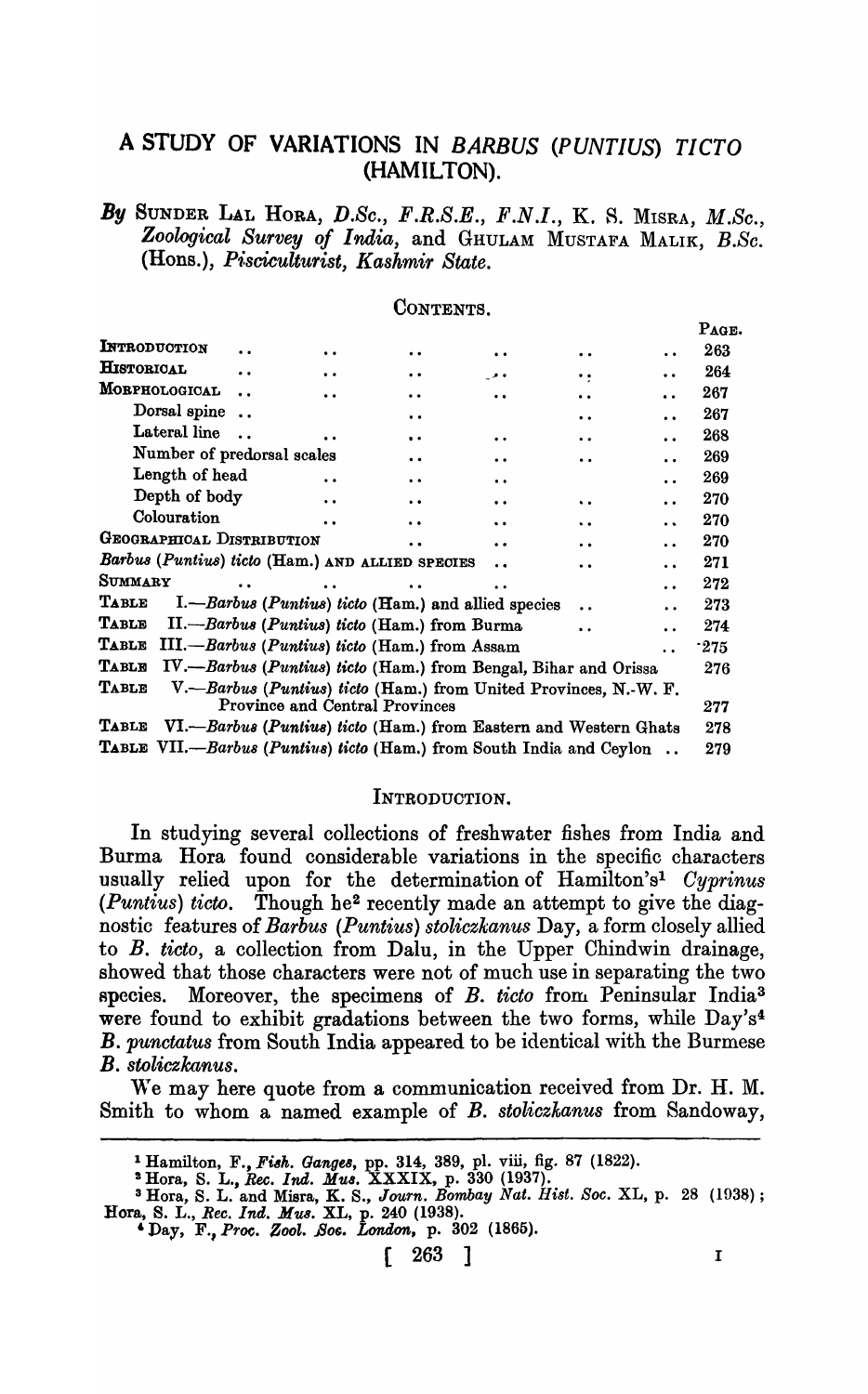# A STUDY OF VARIATIONS IN *BARBUS (PUNTIUS) TICTO* (HAMILTON).

*By* SUNDER LAL HORA, *D.Sc., F.R.S.E., F.N.I.*, K. S. MISRA, *M.Sc., Zoological Survey of India*, and GHULAM MUSTAFA MALIK, *B.Sc.* (Hons.), *Pisciculturist, Kashmir State.*

## CONTENTS.

| | PAGE. |
|---|---|
| INTRODUCTION .. .. .. .. .. .. | 263 |
| HISTORICAL .. .. .. .. .. .. | 264 |
| MORPHOLOGICAL .. .. .. .. .. .. | 267 |
| Dorsal spine .. .. .. .. | 267 |
| Lateral line .. .. .. .. .. .. | 268 |
| Number of predorsal scales .. .. .. .. | 269 |
| Length of head .. .. .. .. | 269 |
| Depth of body .. .. .. .. .. | 270 |
| Colouration .. .. .. .. .. | 270 |
| GEOGRAPHICAL DISTRIBUTION .. .. .. .. | 270 |
| *Barbus (Puntius) ticto* (Ham.) AND ALLIED SPECIES .. .. .. | 271 |
| SUMMARY .. .. .. .. .. | 272 |
| TABLE I.—*Barbus (Puntius) ticto* (Ham.) and allied species .. .. | 273 |
| TABLE II.—*Barbus (Puntius) ticto* (Ham.) from Burma .. .. | 274 |
| TABLE III.—*Barbus (Puntius) ticto* (Ham.) from Assam .. | 275 |
| TABLE IV.—*Barbus (Puntius) ticto* (Ham.) from Bengal, Bihar and Orissa | 276 |
| TABLE V.—*Barbus (Puntius) ticto* (Ham.) from United Provinces, N.-W. F. Province and Central Provinces | 277 |
| TABLE VI.—*Barbus (Puntius) ticto* (Ham.) from Eastern and Western Ghats | 278 |
| TABLE VII.—*Barbus (Puntius) ticto* (Ham.) from South India and Ceylon .. | 279 |

## INTRODUCTION.

In studying several collections of freshwater fishes from India and Burma Hora found considerable variations in the specific characters usually relied upon for the determination of Hamilton's[1] *Cyprinus (Puntius) ticto*. Though he[2] recently made an attempt to give the diagnostic features of *Barbus (Puntius) stoliczkanus* Day, a form closely allied to *B. ticto*, a collection from Dalu, in the Upper Chindwin drainage, showed that those characters were not of much use in separating the two species. Moreover, the specimens of *B. ticto* from Peninsular India[3] were found to exhibit gradations between the two forms, while Day's[4] *B. punctatus* from South India appeared to be identical with the Burmese *B. stoliczkanus*.

We may here quote from a communication received from Dr. H. M. Smith to whom a named example of *B. stoliczkanus* from Sandoway,

---

[1] Hamilton, F., *Fish. Ganges*, pp. 314, 389, pl. viii, fig. 87 (1822).

[2] Hora, S. L., *Rec. Ind. Mus.* XXXIX, p. 330 (1937).

[3] Hora, S. L. and Misra, K. S., *Journ. Bombay Nat. Hist. Soc.* XL, p. 28 (1938); Hora, S. L., *Rec. Ind. Mus.* XL, p. 240 (1938).

[4] Day, F., *Proc. Zool. Soc. London*, p. 302 (1865).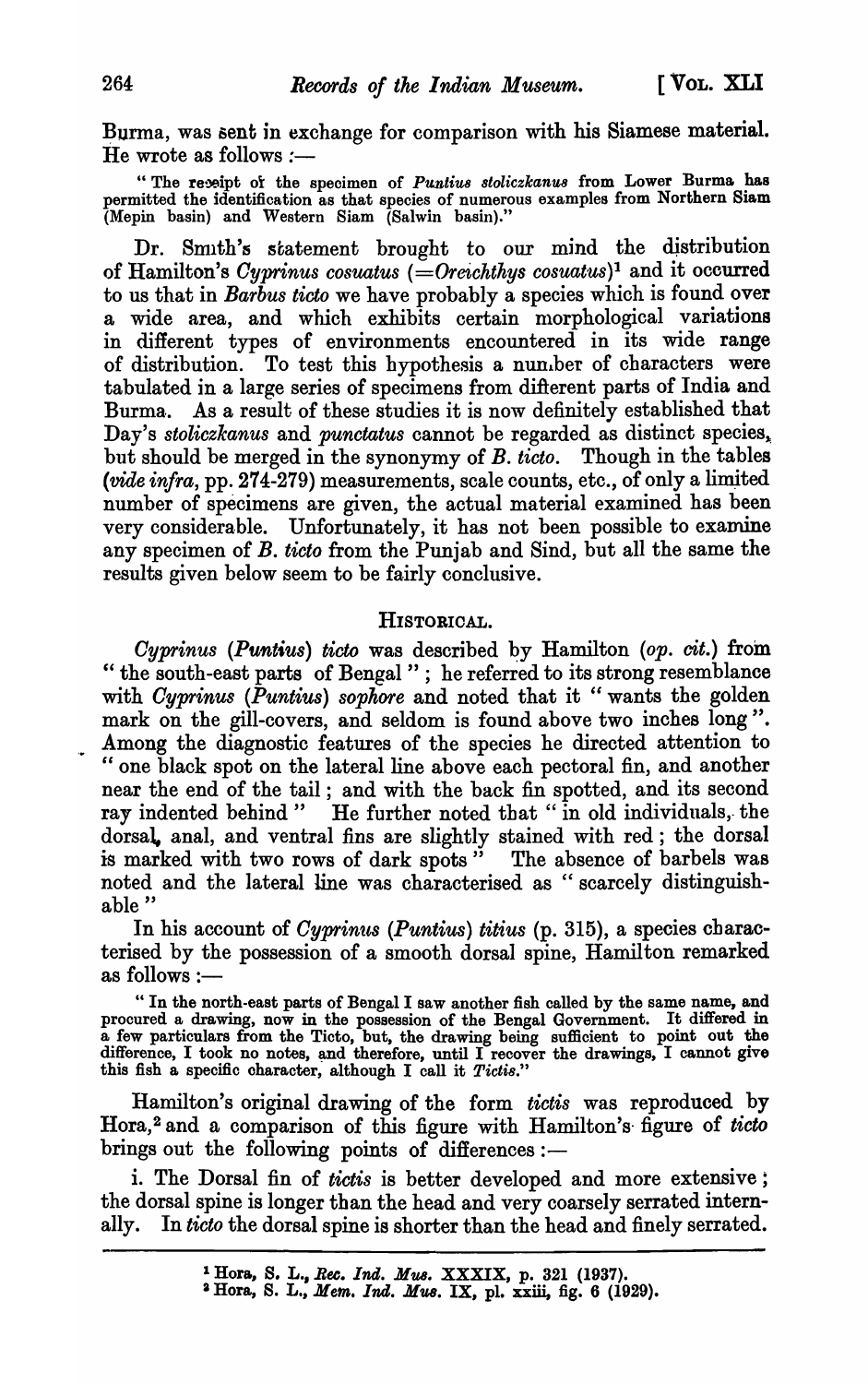Burma, was sent in exchange for comparison with his Siamese material. He wrote as follows :—

> "The receipt of the specimen of *Puntius stoliczkanus* from Lower Burma has permitted the identification as that species of numerous examples from Northern Siam (Mepin basin) and Western Siam (Salwin basin)."

Dr. Smith's statement brought to our mind the distribution of Hamilton's *Cyprinus cosuatus* (=*Oreichthys cosuatus*)[1] and it occurred to us that in *Barbus ticto* we have probably a species which is found over a wide area, and which exhibits certain morphological variations in different types of environments encountered in its wide range of distribution. To test this hypothesis a number of characters were tabulated in a large series of specimens from different parts of India and Burma. As a result of these studies it is now definitely established that Day's *stoliczkanus* and *punctatus* cannot be regarded as distinct species, but should be merged in the synonymy of *B. ticto*. Though in the tables (*vide infra*, pp. 274-279) measurements, scale counts, etc., of only a limited number of specimens are given, the actual material examined has been very considerable. Unfortunately, it has not been possible to examine any specimen of *B. ticto* from the Punjab and Sind, but all the same the results given below seem to be fairly conclusive.

## Historical.

*Cyprinus* (*Puntius*) *ticto* was described by Hamilton (*op. cit.*) from "the south-east parts of Bengal"; he referred to its strong resemblance with *Cyprinus* (*Puntius*) *sophore* and noted that it "wants the golden mark on the gill-covers, and seldom is found above two inches long". Among the diagnostic features of the species he directed attention to "one black spot on the lateral line above each pectoral fin, and another near the end of the tail; and with the back fin spotted, and its second ray indented behind" He further noted that "in old individuals, the dorsal, anal, and ventral fins are slightly stained with red; the dorsal is marked with two rows of dark spots" The absence of barbels was noted and the lateral line was characterised as "scarcely distinguishable"

In his account of *Cyprinus* (*Puntius*) *titius* (p. 315), a species characterised by the possession of a smooth dorsal spine, Hamilton remarked as follows :—

> "In the north-east parts of Bengal I saw another fish called by the same name, and procured a drawing, now in the possession of the Bengal Government. It differed in a few particulars from the Ticto, but, the drawing being sufficient to point out the difference, I took no notes, and therefore, until I recover the drawings, I cannot give this fish a specific character, although I call it *Tictis*."

Hamilton's original drawing of the form *tictis* was reproduced by Hora,[2] and a comparison of this figure with Hamilton's figure of *ticto* brings out the following points of differences :—

i. The Dorsal fin of *tictis* is better developed and more extensive; the dorsal spine is longer than the head and very coarsely serrated internally. In *ticto* the dorsal spine is shorter than the head and finely serrated.

---

[1] Hora, S. L., *Rec. Ind. Mus.* XXXIX, p. 321 (1937).

[2] Hora, S. L., *Mem. Ind. Mus.* IX, pl. xxiii, fig. 6 (1929).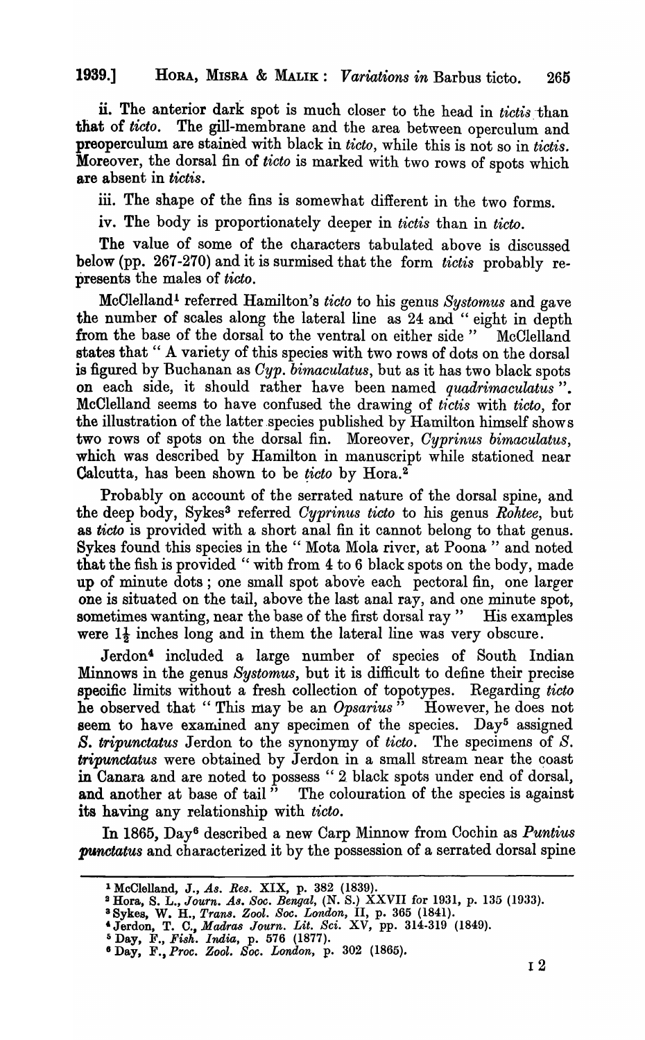ii. The anterior dark spot is much closer to the head in *tictis* than that of *ticto*. The gill-membrane and the area between operculum and preoperculum are stained with black in *ticto*, while this is not so in *tictis*. Moreover, the dorsal fin of *ticto* is marked with two rows of spots which are absent in *tictis*.

iii. The shape of the fins is somewhat different in the two forms.

iv. The body is proportionately deeper in *tictis* than in *ticto*.

The value of some of the characters tabulated above is discussed below (pp. 267-270) and it is surmised that the form *tictis* probably represents the males of *ticto*.

McClelland[1] referred Hamilton's *ticto* to his genus *Systomus* and gave the number of scales along the lateral line as 24 and " eight in depth from the base of the dorsal to the ventral on either side " McClelland states that " A variety of this species with two rows of dots on the dorsal is figured by Buchanan as *Cyp. bimaculatus*, but as it has two black spots on each side, it should rather have been named *quadrimaculatus* ". McClelland seems to have confused the drawing of *tictis* with *ticto*, for the illustration of the latter species published by Hamilton himself shows two rows of spots on the dorsal fin. Moreover, *Cyprinus bimaculatus*, which was described by Hamilton in manuscript while stationed near Calcutta, has been shown to be *ticto* by Hora.[2]

Probably on account of the serrated nature of the dorsal spine, and the deep body, Sykes[3] referred *Cyprinus ticto* to his genus *Rohtee*, but as *ticto* is provided with a short anal fin it cannot belong to that genus. Sykes found this species in the " Mota Mola river, at Poona " and noted that the fish is provided " with from 4 to 6 black spots on the body, made up of minute dots ; one small spot above each pectoral fin, one larger one is situated on the tail, above the last anal ray, and one minute spot, sometimes wanting, near the base of the first dorsal ray " His examples were $1\frac{1}{2}$ inches long and in them the lateral line was very obscure.

Jerdon[4] included a large number of species of South Indian Minnows in the genus *Systomus*, but it is difficult to define their precise specific limits without a fresh collection of topotypes. Regarding *ticto* he observed that " This may be an *Opsarius* " However, he does not seem to have examined any specimen of the species. Day[5] assigned *S. tripunctatus* Jerdon to the synonymy of *ticto*. The specimens of *S. tripunctatus* were obtained by Jerdon in a small stream near the coast in Canara and are noted to possess " 2 black spots under end of dorsal, and another at base of tail " The colouration of the species is against its having any relationship with *ticto*.

In 1865, Day[6] described a new Carp Minnow from Cochin as *Puntius punctatus* and characterized it by the possession of a serrated dorsal spine

---

[1] McClelland, J., *As. Res.* XIX, p. 382 (1839).

[2] Hora, S. L., *Journ. As. Soc. Bengal*, (N. S.) XXVII for 1931, p. 135 (1933).

[3] Sykes, W. H., *Trans. Zool. Soc. London*, II, p. 365 (1841).

[4] Jerdon, T. C., *Madras Journ. Lit. Sci.* XV, pp. 314-319 (1849).

[5] Day, F., *Fish. India*, p. 576 (1877).

[6] Day, F., *Proc. Zool. Soc. London*, p. 302 (1865).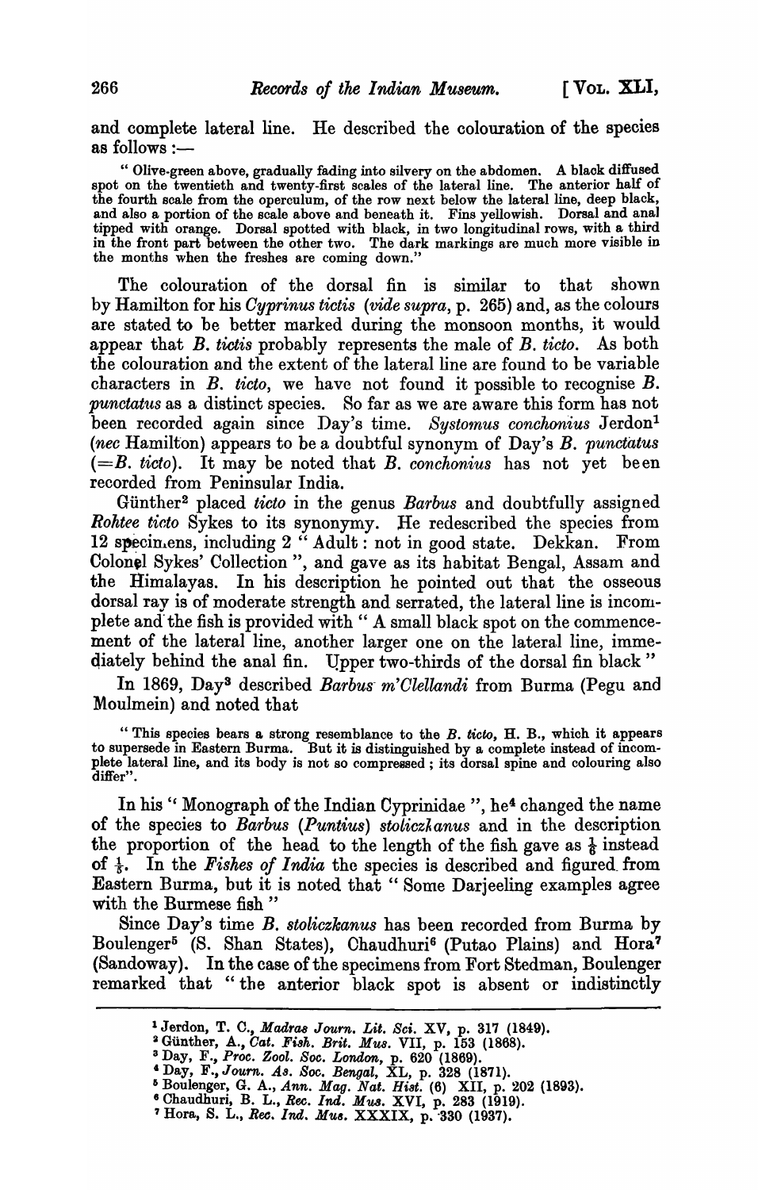and complete lateral line. He described the colouration of the species as follows :—

> " Olive-green above, gradually fading into silvery on the abdomen. A black diffused spot on the twentieth and twenty-first scales of the lateral line. The anterior half of the fourth scale from the operculum, of the row next below the lateral line, deep black, and also a portion of the scale above and beneath it. Fins yellowish. Dorsal and anal tipped with orange. Dorsal spotted with black, in two longitudinal rows, with a third in the front part between the other two. The dark markings are much more visible in the months when the freshes are coming down."

The colouration of the dorsal fin is similar to that shown by Hamilton for his *Cyprinus tictis* (*vide supra*, p. 265) and, as the colours are stated to be better marked during the monsoon months, it would appear that *B. tictis* probably represents the male of *B. ticto*. As both the colouration and the extent of the lateral line are found to be variable characters in *B. ticto*, we have not found it possible to recognise *B. punctatus* as a distinct species. So far as we are aware this form has not been recorded again since Day's time. *Systomus conchonius* Jerdon[1] (*nec* Hamilton) appears to be a doubtful synonym of Day's *B. punctatus* (=*B. ticto*). It may be noted that *B. conchonius* has not yet been recorded from Peninsular India.

Günther[2] placed *ticto* in the genus *Barbus* and doubtfully assigned *Rohtee ticto* Sykes to its synonymy. He redescribed the species from 12 specimens, including 2 " Adult : not in good state. Dekkan. From Colonel Sykes' Collection ", and gave as its habitat Bengal, Assam and the Himalayas. In his description he pointed out that the osseous dorsal ray is of moderate strength and serrated, the lateral line is incomplete and the fish is provided with " A small black spot on the commencement of the lateral line, another larger one on the lateral line, immediately behind the anal fin. Upper two-thirds of the dorsal fin black "

In 1869, Day[3] described *Barbus m'Clellandi* from Burma (Pegu and Moulmein) and noted that

> " This species bears a strong resemblance to the *B. ticto*, H. B., which it appears to supersede in Eastern Burma. But it is distinguished by a complete instead of incomplete lateral line, and its body is not so compressed ; its dorsal spine and colouring also differ".

In his " Monograph of the Indian Cyprinidae ", he[4] changed the name of the species to *Barbus* (*Puntius*) *stoliczkanus* and in the description the proportion of the head to the length of the fish gave as $\frac{1}{6}$ instead of $\frac{1}{5}$. In the *Fishes of India* the species is described and figured from Eastern Burma, but it is noted that " Some Darjeeling examples agree with the Burmese fish "

Since Day's time *B. stoliczkanus* has been recorded from Burma by Boulenger[5] (S. Shan States), Chaudhuri[6] (Putao Plains) and Hora[7] (Sandoway). In the case of the specimens from Fort Stedman, Boulenger remarked that " the anterior black spot is absent or indistinctly

---

[1] Jerdon, T. C., *Madras Journ. Lit. Sci.* XV, p. 317 (1849).

[2] Günther, A., *Cat. Fish. Brit. Mus.* VII, p. 153 (1868).

[3] Day, F., *Proc. Zool. Soc. London*, p. 620 (1869).

[4] Day, F., *Journ. As. Soc. Bengal*, XL, p. 328 (1871).

[5] Boulenger, G. A., *Ann. Mag. Nat. Hist.* (6) XII, p. 202 (1893).

[6] Chaudhuri, B. L., *Rec. Ind. Mus.* XVI, p. 283 (1919).

[7] Hora, S. L., *Rec. Ind. Mus.* XXXIX, p. 330 (1937).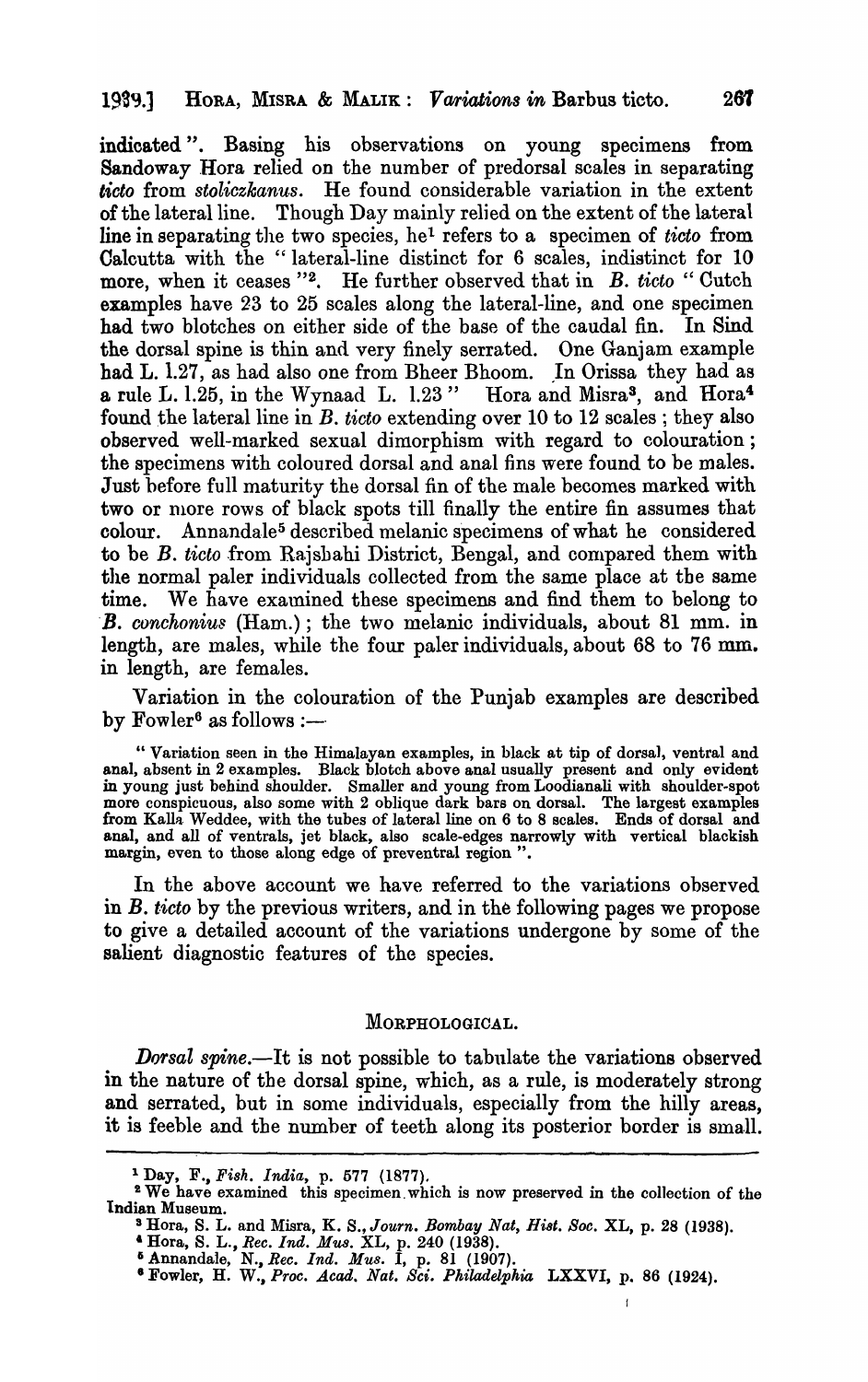indicated". Basing his observations on young specimens from Sandoway Hora relied on the number of predorsal scales in separating *ticto* from *stoliczkanus*. He found considerable variation in the extent of the lateral line. Though Day mainly relied on the extent of the lateral line in separating the two species, he[1] refers to a specimen of *ticto* from Calcutta with the "lateral-line distinct for 6 scales, indistinct for 10 more, when it ceases "[2]. He further observed that in *B. ticto* "Cutch examples have 23 to 25 scales along the lateral-line, and one specimen had two blotches on either side of the base of the caudal fin. In Sind the dorsal spine is thin and very finely serrated. One Ganjam example had L. l.27, as had also one from Bheer Bhoom. In Orissa they had as a rule L. l.25, in the Wynaad L. l.23" Hora and Misra[3], and Hora[4] found the lateral line in *B. ticto* extending over 10 to 12 scales; they also observed well-marked sexual dimorphism with regard to colouration; the specimens with coloured dorsal and anal fins were found to be males. Just before full maturity the dorsal fin of the male becomes marked with two or more rows of black spots till finally the entire fin assumes that colour. Annandale[5] described melanic specimens of what he considered to be *B. ticto* from Rajshahi District, Bengal, and compared them with the normal paler individuals collected from the same place at the same time. We have examined these specimens and find them to belong to *B. conchonius* (Ham.); the two melanic individuals, about 81 mm. in length, are males, while the four paler individuals, about 68 to 76 mm. in length, are females.

Variation in the colouration of the Punjab examples are described by Fowler[6] as follows :—

> "Variation seen in the Himalayan examples, in black at tip of dorsal, ventral and anal, absent in 2 examples. Black blotch above anal usually present and only evident in young just behind shoulder. Smaller and young from Loodianali with shoulder-spot more conspicuous, also some with 2 oblique dark bars on dorsal. The largest examples from Kalla Weddee, with the tubes of lateral line on 6 to 8 scales. Ends of dorsal and anal, and all of ventrals, jet black, also scale-edges narrowly with vertical blackish margin, even to those along edge of preventral region".

In the above account we have referred to the variations observed in *B. ticto* by the previous writers, and in the following pages we propose to give a detailed account of the variations undergone by some of the salient diagnostic features of the species.

## MORPHOLOGICAL.

*Dorsal spine.*—It is not possible to tabulate the variations observed in the nature of the dorsal spine, which, as a rule, is moderately strong and serrated, but in some individuals, especially from the hilly areas, it is feeble and the number of teeth along its posterior border is small.

---

[1] Day, F., *Fish. India*, p. 577 (1877).

[2] We have examined this specimen which is now preserved in the collection of the Indian Museum.

[3] Hora, S. L. and Misra, K. S., *Journ. Bombay Nat. Hist. Soc.* XL, p. 28 (1938).

[4] Hora, S. L., *Rec. Ind. Mus.* XL, p. 240 (1938).

[5] Annandale, N., *Rec. Ind. Mus.* I, p. 81 (1907).

[6] Fowler, H. W., *Proc. Acad. Nat. Sci. Philadelphia* LXXVI, p. 86 (1924).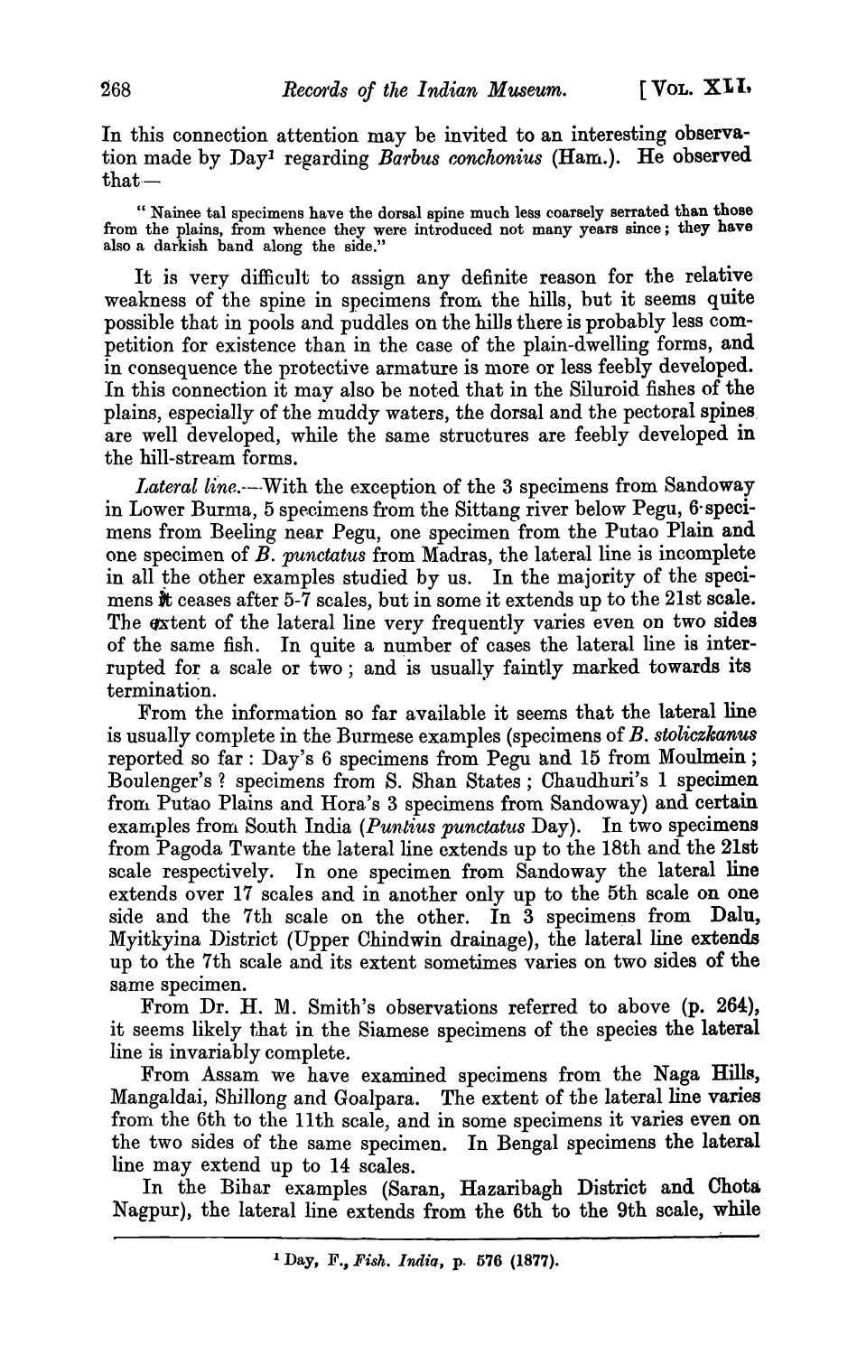In this connection attention may be invited to an interesting observation made by Day[1] regarding *Barbus conchonius* (Ham.). He observed that—

> "Nainee tal specimens have the dorsal spine much less coarsely serrated than those from the plains, from whence they were introduced not many years since; they have also a darkish band along the side."

It is very difficult to assign any definite reason for the relative weakness of the spine in specimens from the hills, but it seems quite possible that in pools and puddles on the hills there is probably less competition for existence than in the case of the plain-dwelling forms, and in consequence the protective armature is more or less feebly developed. In this connection it may also be noted that in the Siluroid fishes of the plains, especially of the muddy waters, the dorsal and the pectoral spines are well developed, while the same structures are feebly developed in the hill-stream forms.

*Lateral line.*—With the exception of the 3 specimens from Sandoway in Lower Burma, 5 specimens from the Sittang river below Pegu, 6 specimens from Beeling near Pegu, one specimen from the Putao Plain and one specimen of *B. punctatus* from Madras, the lateral line is incomplete in all the other examples studied by us. In the majority of the specimens it ceases after 5-7 scales, but in some it extends up to the 21st scale. The extent of the lateral line very frequently varies even on two sides of the same fish. In quite a number of cases the lateral line is interrupted for a scale or two; and is usually faintly marked towards its termination.

From the information so far available it seems that the lateral line is usually complete in the Burmese examples (specimens of *B. stoliczkanus* reported so far: Day's 6 specimens from Pegu and 15 from Moulmein; Boulenger's ? specimens from S. Shan States; Chaudhuri's 1 specimen from Putao Plains and Hora's 3 specimens from Sandoway) and certain examples from South India (*Puntius punctatus* Day). In two specimens from Pagoda Twante the lateral line extends up to the 18th and the 21st scale respectively. In one specimen from Sandoway the lateral line extends over 17 scales and in another only up to the 5th scale on one side and the 7th scale on the other. In 3 specimens from Dalu, Myitkyina District (Upper Chindwin drainage), the lateral line extends up to the 7th scale and its extent sometimes varies on two sides of the same specimen.

From Dr. H. M. Smith's observations referred to above (p. 264), it seems likely that in the Siamese specimens of the species the lateral line is invariably complete.

From Assam we have examined specimens from the Naga Hills, Mangaldai, Shillong and Goalpara. The extent of the lateral line varies from the 6th to the 11th scale, and in some specimens it varies even on the two sides of the same specimen. In Bengal specimens the lateral line may extend up to 14 scales.

In the Bihar examples (Saran, Hazaribagh District and Chota Nagpur), the lateral line extends from the 6th to the 9th scale, while

---

[1] Day, F., *Fish. India*, p. 576 (1877).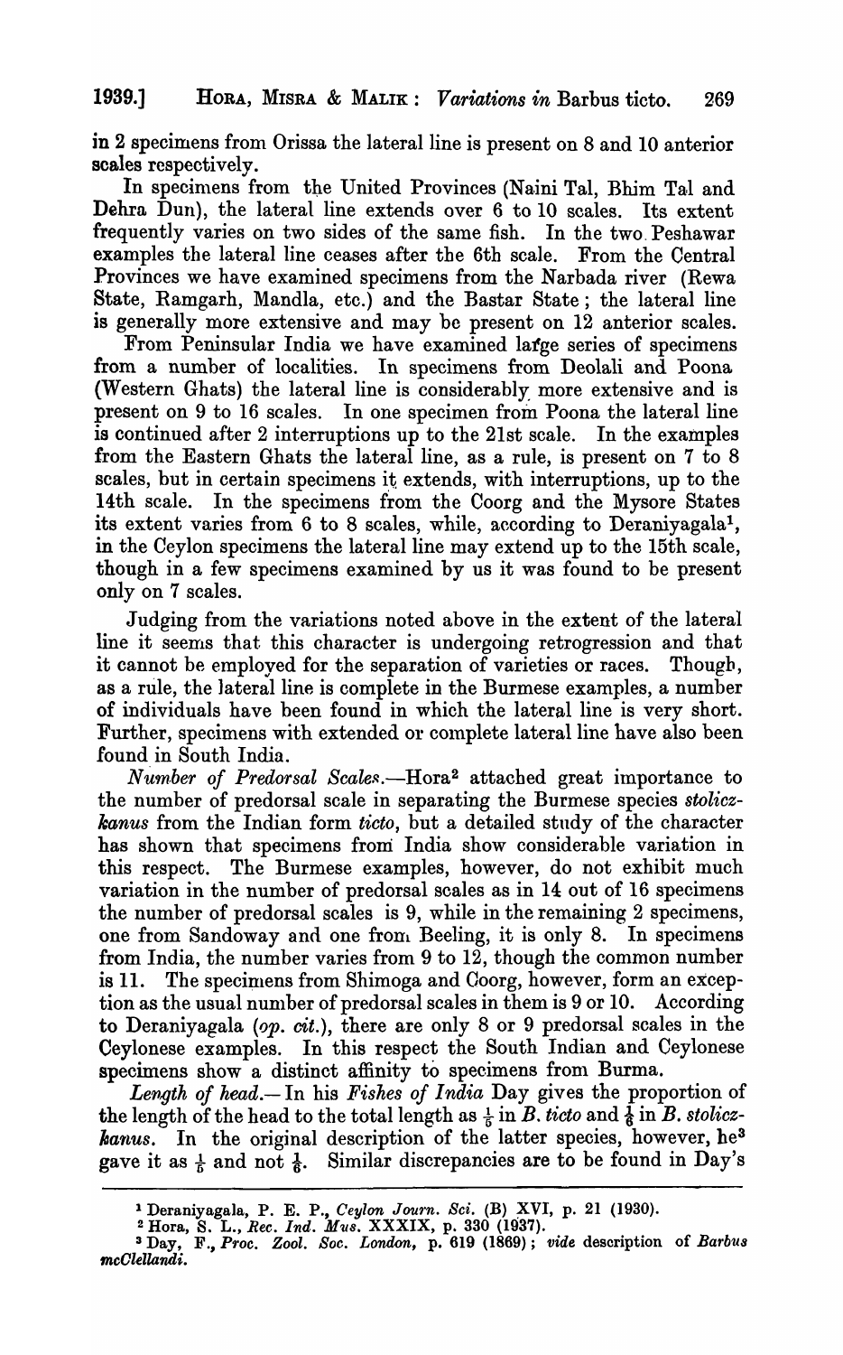in 2 specimens from Orissa the lateral line is present on 8 and 10 anterior scales respectively.

In specimens from the United Provinces (Naini Tal, Bhim Tal and Dehra Dun), the lateral line extends over 6 to 10 scales. Its extent frequently varies on two sides of the same fish. In the two Peshawar examples the lateral line ceases after the 6th scale. From the Central Provinces we have examined specimens from the Narbada river (Rewa State, Ramgarh, Mandla, etc.) and the Bastar State; the lateral line is generally more extensive and may be present on 12 anterior scales.

From Peninsular India we have examined large series of specimens from a number of localities. In specimens from Deolali and Poona (Western Ghats) the lateral line is considerably more extensive and is present on 9 to 16 scales. In one specimen from Poona the lateral line is continued after 2 interruptions up to the 21st scale. In the examples from the Eastern Ghats the lateral line, as a rule, is present on 7 to 8 scales, but in certain specimens it extends, with interruptions, up to the 14th scale. In the specimens from the Coorg and the Mysore States its extent varies from 6 to 8 scales, while, according to Deraniyagala[1], in the Ceylon specimens the lateral line may extend up to the 15th scale, though in a few specimens examined by us it was found to be present only on 7 scales.

Judging from the variations noted above in the extent of the lateral line it seems that this character is undergoing retrogression and that it cannot be employed for the separation of varieties or races. Though, as a rule, the lateral line is complete in the Burmese examples, a number of individuals have been found in which the lateral line is very short. Further, specimens with extended or complete lateral line have also been found in South India.

*Number of Predorsal Scales.*—Hora[2] attached great importance to the number of predorsal scale in separating the Burmese species *stoliczkanus* from the Indian form *ticto*, but a detailed study of the character has shown that specimens from India show considerable variation in this respect. The Burmese examples, however, do not exhibit much variation in the number of predorsal scales as in 14 out of 16 specimens the number of predorsal scales is 9, while in the remaining 2 specimens, one from Sandoway and one from Beeling, it is only 8. In specimens from India, the number varies from 9 to 12, though the common number is 11. The specimens from Shimoga and Coorg, however, form an exception as the usual number of predorsal scales in them is 9 or 10. According to Deraniyagala (*op. cit.*), there are only 8 or 9 predorsal scales in the Ceylonese examples. In this respect the South Indian and Ceylonese specimens show a distinct affinity to specimens from Burma.

*Length of head.*— In his *Fishes of India* Day gives the proportion of the length of the head to the total length as $\frac{1}{5}$ in *B. ticto* and $\frac{1}{6}$ in *B. stoliczkanus*. In the original description of the latter species, however, he[3] gave it as $\frac{1}{5}$ and not $\frac{1}{6}$. Similar discrepancies are to be found in Day's

---

[1] Deraniyagala, P. E. P., *Ceylon Journ. Sci.* (B) XVI, p. 21 (1930).

[2] Hora, S. L., *Rec. Ind. Mus.* XXXIX, p. 330 (1937).

[3] Day, F., *Proc. Zool. Soc. London*, p. 619 (1869); *vide* description of *Barbus mcClellandi*.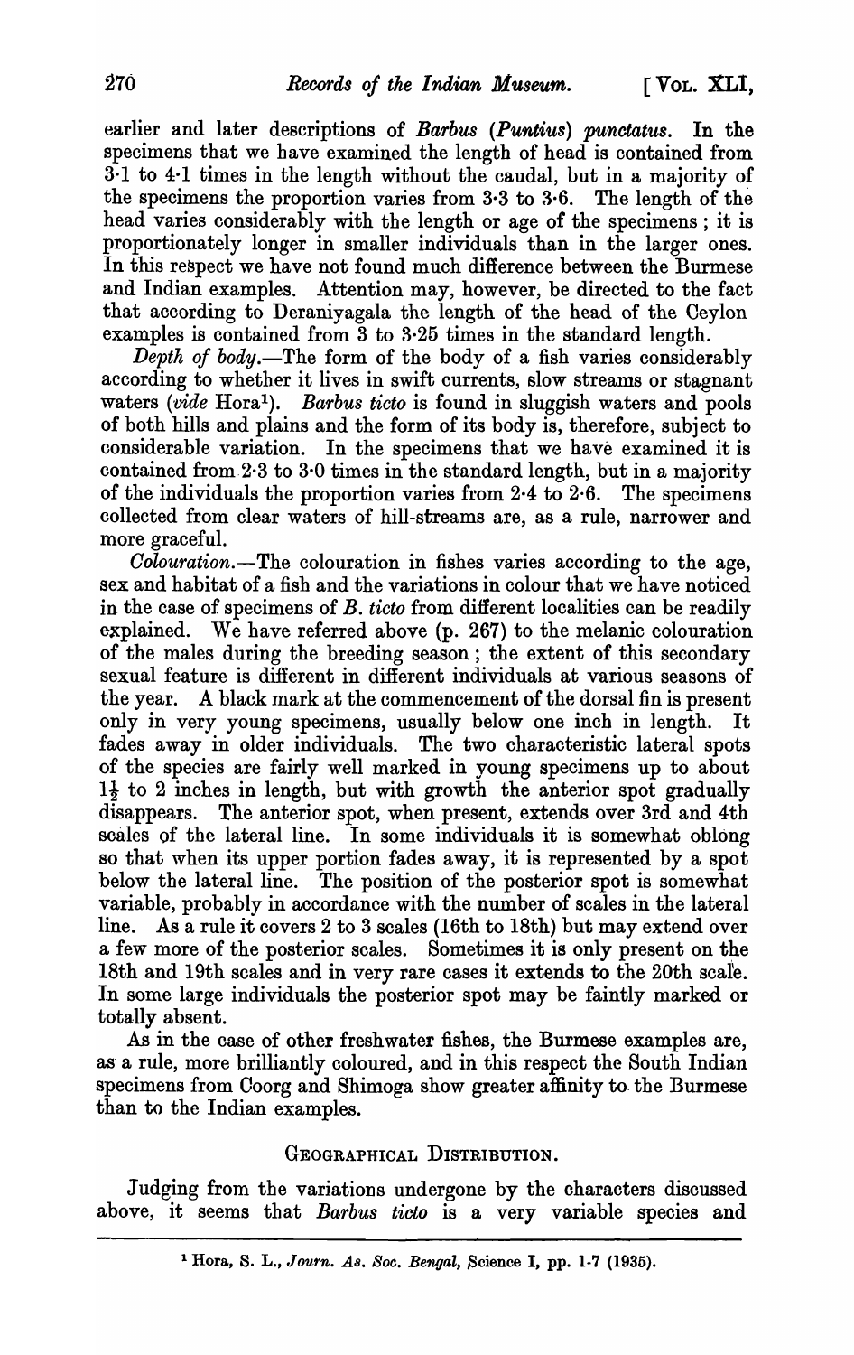earlier and later descriptions of *Barbus* (*Puntius*) *punctatus*. In the specimens that we have examined the length of head is contained from 3·1 to 4·1 times in the length without the caudal, but in a majority of the specimens the proportion varies from 3·3 to 3·6. The length of the head varies considerably with the length or age of the specimens; it is proportionately longer in smaller individuals than in the larger ones. In this respect we have not found much difference between the Burmese and Indian examples. Attention may, however, be directed to the fact that according to Deraniyagala the length of the head of the Ceylon examples is contained from 3 to 3·25 times in the standard length.

*Depth of body*.—The form of the body of a fish varies considerably according to whether it lives in swift currents, slow streams or stagnant waters (*vide* Hora[1]). *Barbus ticto* is found in sluggish waters and pools of both hills and plains and the form of its body is, therefore, subject to considerable variation. In the specimens that we have examined it is contained from 2·3 to 3·0 times in the standard length, but in a majority of the individuals the proportion varies from 2·4 to 2·6. The specimens collected from clear waters of hill-streams are, as a rule, narrower and more graceful.

*Colouration*.—The colouration in fishes varies according to the age, sex and habitat of a fish and the variations in colour that we have noticed in the case of specimens of *B. ticto* from different localities can be readily explained. We have referred above (p. 267) to the melanic colouration of the males during the breeding season; the extent of this secondary sexual feature is different in different individuals at various seasons of the year. A black mark at the commencement of the dorsal fin is present only in very young specimens, usually below one inch in length. It fades away in older individuals. The two characteristic lateral spots of the species are fairly well marked in young specimens up to about 1½ to 2 inches in length, but with growth the anterior spot gradually disappears. The anterior spot, when present, extends over 3rd and 4th scales of the lateral line. In some individuals it is somewhat oblong so that when its upper portion fades away, it is represented by a spot below the lateral line. The position of the posterior spot is somewhat variable, probably in accordance with the number of scales in the lateral line. As a rule it covers 2 to 3 scales (16th to 18th) but may extend over a few more of the posterior scales. Sometimes it is only present on the 18th and 19th scales and in very rare cases it extends to the 20th scale. In some large individuals the posterior spot may be faintly marked or totally absent.

As in the case of other freshwater fishes, the Burmese examples are, as a rule, more brilliantly coloured, and in this respect the South Indian specimens from Coorg and Shimoga show greater affinity to the Burmese than to the Indian examples.

## Geographical Distribution.

Judging from the variations undergone by the characters discussed above, it seems that *Barbus ticto* is a very variable species and

---

[1] Hora, S. L., *Journ. As. Soc. Bengal*, Science I, pp. 1-7 (1935).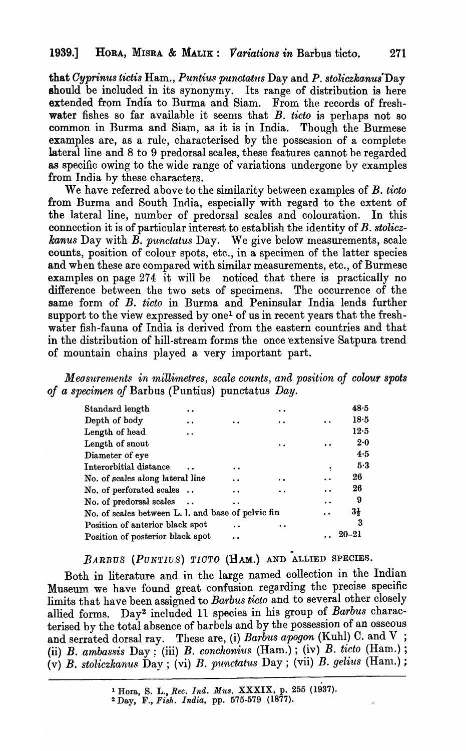that *Cyprinus tictis* Ham., *Puntius punctatus* Day and *P. stoliczkanus* Day should be included in its synonymy. Its range of distribution is here extended from India to Burma and Siam. From the records of freshwater fishes so far available it seems that *B. ticto* is perhaps not so common in Burma and Siam, as it is in India. Though the Burmese examples are, as a rule, characterised by the possession of a complete lateral line and 8 to 9 predorsal scales, these features cannot be regarded as specific owing to the wide range of variations undergone by examples from India by these characters.

We have referred above to the similarity between examples of *B. ticto* from Burma and South India, especially with regard to the extent of the lateral line, number of predorsal scales and colouration. In this connection it is of particular interest to establish the identity of *B. stoliczkanus* Day with *B. punctatus* Day. We give below measurements, scale counts, position of colour spots, etc., in a specimen of the latter species and when these are compared with similar measurements, etc., of Burmese examples on page 274 it will be noticed that there is practically no difference between the two sets of specimens. The occurrence of the same form of *B. ticto* in Burma and Peninsular India lends further support to the view expressed by one[1] of us in recent years that the freshwater fish-fauna of India is derived from the eastern countries and that in the distribution of hill-stream forms the once extensive Satpura trend of mountain chains played a very important part.

*Measurements in millimetres, scale counts, and position of colour spots of a specimen of* Barbus (Puntius) punctatus *Day.*

| | |
|---|---|
| Standard length | 48·5 |
| Depth of body | 18·5 |
| Length of head | 12·5 |
| Length of snout | 2·0 |
| Diameter of eye | 4·5 |
| Interorbitial distance | 5·3 |
| No. of scales along lateral line | 26 |
| No. of perforated scales | 26 |
| No. of predorsal scales | 9 |
| No. of scales between L. l. and base of pelvic fin | $3\frac{1}{2}$ |
| Position of anterior black spot | 3 |
| Position of posterior black spot | 20–21 |

## *BARBUS (PUNTIUS) TICTO* (HAM.) AND ALLIED SPECIES.

Both in literature and in the large named collection in the Indian Museum we have found great confusion regarding the precise specific limits that have been assigned to *Barbus ticto* and to several other closely allied forms. Day[2] included 11 species in his group of *Barbus* characterised by the total absence of barbels and by the possession of an osseous and serrated dorsal ray. These are, (i) *Barbus apogon* (Kuhl) C. and V ; (ii) *B. ambassis* Day ; (iii) *B. conchonius* (Ham.) ; (iv) *B. ticto* (Ham.) ; (v) *B. stoliczkanus* Day ; (vi) *B. punctatus* Day ; (vii) *B. gelius* (Ham.) ;

---

[1] Hora, S. L., *Rec. Ind. Mus.* XXXIX, p. 255 (1937).

[2] Day, F., *Fish. India*, pp. 575-579 (1877).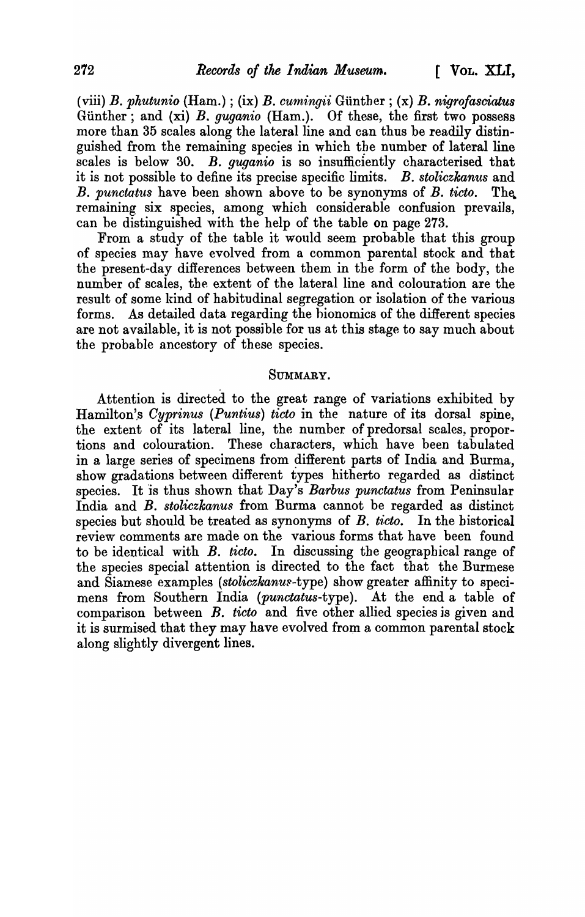(viii) *B. phutunio* (Ham.); (ix) *B. cumingii* Günther; (x) *B. nigrofasciatus* Günther; and (xi) *B. guganio* (Ham.). Of these, the first two possess more than 35 scales along the lateral line and can thus be readily distinguished from the remaining species in which the number of lateral line scales is below 30. *B. guganio* is so insufficiently characterised that it is not possible to define its precise specific limits. *B. stoliczkanus* and *B. punctatus* have been shown above to be synonyms of *B. ticto*. The remaining six species, among which considerable confusion prevails, can be distinguished with the help of the table on page 273.

From a study of the table it would seem probable that this group of species may have evolved from a common parental stock and that the present-day differences between them in the form of the body, the number of scales, the extent of the lateral line and colouration are the result of some kind of habitudinal segregation or isolation of the various forms. As detailed data regarding the bionomics of the different species are not available, it is not possible for us at this stage to say much about the probable ancestory of these species.

## SUMMARY.

Attention is directed to the great range of variations exhibited by Hamilton's *Cyprinus* (*Puntius*) *ticto* in the nature of its dorsal spine, the extent of its lateral line, the number of predorsal scales, proportions and colouration. These characters, which have been tabulated in a large series of specimens from different parts of India and Burma, show gradations between different types hitherto regarded as distinct species. It is thus shown that Day's *Barbus punctatus* from Peninsular India and *B. stoliczkanus* from Burma cannot be regarded as distinct species but should be treated as synonyms of *B. ticto*. In the historical review comments are made on the various forms that have been found to be identical with *B. ticto*. In discussing the geographical range of the species special attention is directed to the fact that the Burmese and Siamese examples (*stoliczkanus*-type) show greater affinity to specimens from Southern India (*punctatus*-type). At the end a table of comparison between *B. ticto* and five other allied species is given and it is surmised that they may have evolved from a common parental stock along slightly divergent lines.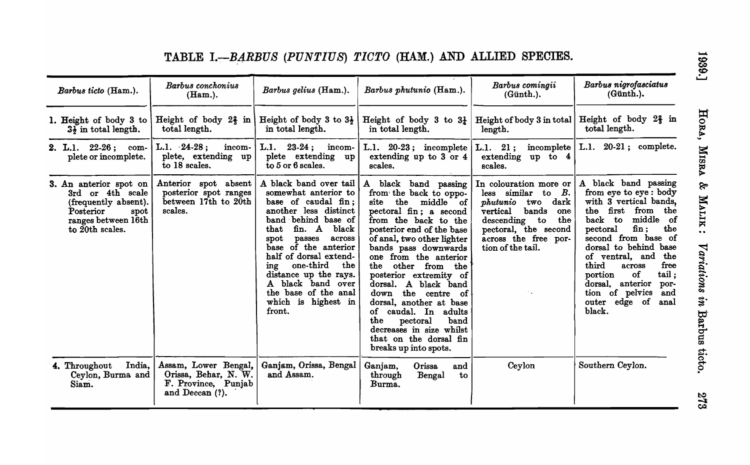## TABLE I.—*BARBUS (PUNTIUS) TICTO* (HAM.) AND ALLIED SPECIES.

| *Barbus ticto* (Ham.). | *Barbus conchonius* (Ham.). | *Barbus gelius* (Ham.). | *Barbus phutunio* (Ham.). | *Barbus comingii* (Günth.). | *Barbus nigrofasciatus* (Günth.). |
|---|---|---|---|---|---|
| 1. Height of body 3 to $3\frac{1}{2}$ in total length. | Height of body $2\frac{2}{3}$ in total length. | Height of body 3 to $3\frac{1}{2}$ in total length. | Height of body 3 to $3\frac{1}{4}$ in total length. | Height of body 3 in total length. | Height of body $2\frac{2}{3}$ in total length. |
| 2. L.l. 22-26; complete or incomplete. | L.l. 24-28; incomplete, extending up to 18 scales. | L.l. 23-24; incomplete extending up to 5 or 6 scales. | L.l. 20-23; incomplete extending up to 3 or 4 scales. | L.l. 21; incomplete extending up to 4 scales. | L.l. 20-21; complete. |
| 3. An anterior spot on 3rd or 4th scale (frequently absent). Posterior spot ranges between 16th to 20th scales. | Anterior spot absent posterior spot ranges between 17th to 20th scales. | A black band over tail somewhat anterior to base of caudal fin; another less distinct band behind base of that fin. A black spot passes across base of the anterior half of dorsal extending one-third the distance up the rays. A black band over the base of the anal which is highest in front. | A black band passing from the back to opposite the middle of pectoral fin; a second from the back to the posterior end of the base of anal, two other lighter bands pass downwards one from the anterior the other from the posterior extremity of dorsal. A black band down the centre of dorsal, another at base of caudal. In adults the pectoral band decreases in size whilst that on the dorsal fin breaks up into spots. | In colouration more or less similar to *B. phutunio* two dark vertical bands one descending to the pectoral, the second across the free portion of the tail. | A black band passing from eye to eye: body with 3 vertical bands, the first from the back to middle of pectoral fin; the second from base of dorsal to behind base of ventral, and the third across free portion of tail; dorsal, anterior portion of pelvics and outer edge of anal black. |
| 4. Throughout India, Ceylon, Burma and Siam. | Assam, Lower Bengal, Orissa, Behar, N. W. F. Province, Punjab and Deccan (?). | Ganjam, Orissa, Bengal and Assam. | Ganjam, Orissa and through Bengal to Burma. | Ceylon | Southern Ceylon. |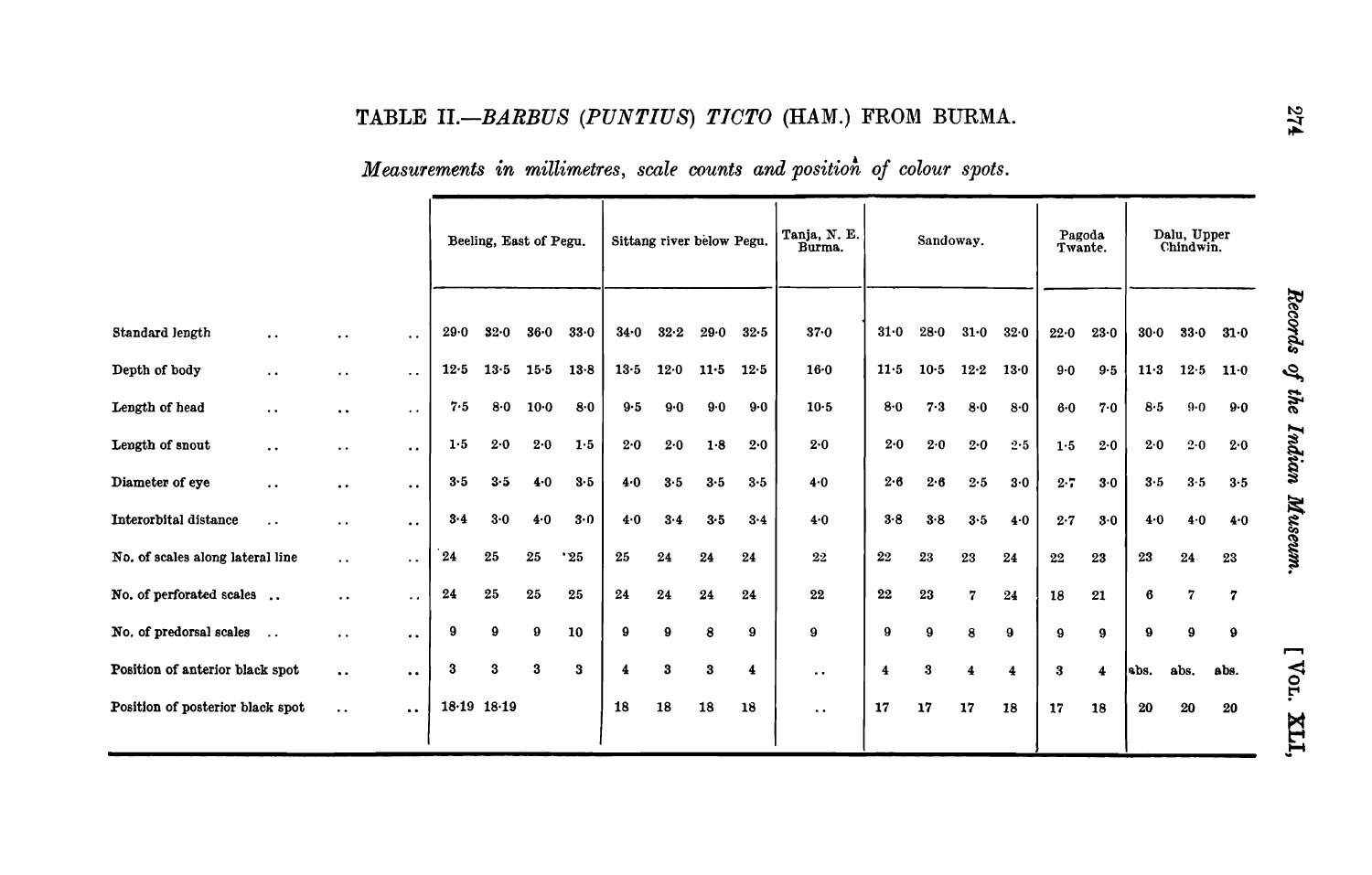## TABLE II.—*BARBUS (PUNTIUS) TICTO* (HAM.) FROM BURMA.

*Measurements in millimetres, scale counts and position of colour spots.*

| | Beeling, East of Pegu. | | | | Sittang river below Pegu. | | | | Tanja, N. E. Burma. | Sandoway. | | | | Pagoda Twante. | | Dalu, Upper Chindwin. | | |
|---|---|---|---|---|---|---|---|---|---|---|---|---|---|---|---|---|---|---|
| Standard length .. .. .. | 29·0 | 32·0 | 36·0 | 33·0 | 34·0 | 32·2 | 29·0 | 32·5 | 37·0 | 31·0 | 28·0 | 31·0 | 32·0 | 22·0 | 23·0 | 30·0 | 33·0 | 31·0 |
| Depth of body .. .. .. | 12·5 | 13·5 | 15·5 | 13·8 | 13·5 | 12·0 | 11·5 | 12·5 | 16·0 | 11·5 | 10·5 | 12·2 | 13·0 | 9·0 | 9·5 | 11·3 | 12·5 | 11·0 |
| Length of head .. .. .. | 7·5 | 8·0 | 10·0 | 8·0 | 9·5 | 9·0 | 9·0 | 9·0 | 10·5 | 8·0 | 7·3 | 8·0 | 8·0 | 6·0 | 7·0 | 8·5 | 9·0 | 9·0 |
| Length of snout .. .. .. | 1·5 | 2·0 | 2·0 | 1·5 | 2·0 | 2·0 | 1·8 | 2·0 | 2·0 | 2·0 | 2·0 | 2·0 | 2·5 | 1·5 | 2·0 | 2·0 | 2·0 | 2·0 |
| Diameter of eye .. .. .. | 3·5 | 3·5 | 4·0 | 3·5 | 4·0 | 3·5 | 3·5 | 3·5 | 4·0 | 2·6 | 2·6 | 2·5 | 3·0 | 2·7 | 3·0 | 3·5 | 3·5 | 3·5 |
| Interorbital distance .. .. .. | 3·4 | 3·0 | 4·0 | 3·0 | 4·0 | 3·4 | 3·5 | 3·4 | 4·0 | 3·8 | 3·8 | 3·5 | 4·0 | 2·7 | 3·0 | 4·0 | 4·0 | 4·0 |
| No. of scales along lateral line .. .. | 24 | 25 | 25 | 25 | 25 | 24 | 24 | 24 | 22 | 22 | 23 | 23 | 24 | 22 | 23 | 23 | 24 | 23 |
| No. of perforated scales .. .. .. | 24 | 25 | 25 | 25 | 24 | 24 | 24 | 24 | 22 | 22 | 23 | 7 | 24 | 18 | 21 | 6 | 7 | 7 |
| No. of predorsal scales .. .. .. | 9 | 9 | 9 | 10 | 9 | 9 | 8 | 9 | 9 | 9 | 9 | 8 | 9 | 9 | 9 | 9 | 9 | 9 |
| Position of anterior black spot .. .. | 3 | 3 | 3 | 3 | 4 | 3 | 3 | 4 | .. | 4 | 3 | 4 | 4 | 3 | 4 | abs. | abs. | abs. |
| Position of posterior black spot .. .. | 18·19 | 18·19 | | | 18 | 18 | 18 | 18 | .. | 17 | 17 | 17 | 18 | 17 | 18 | 20 | 20 | 20 |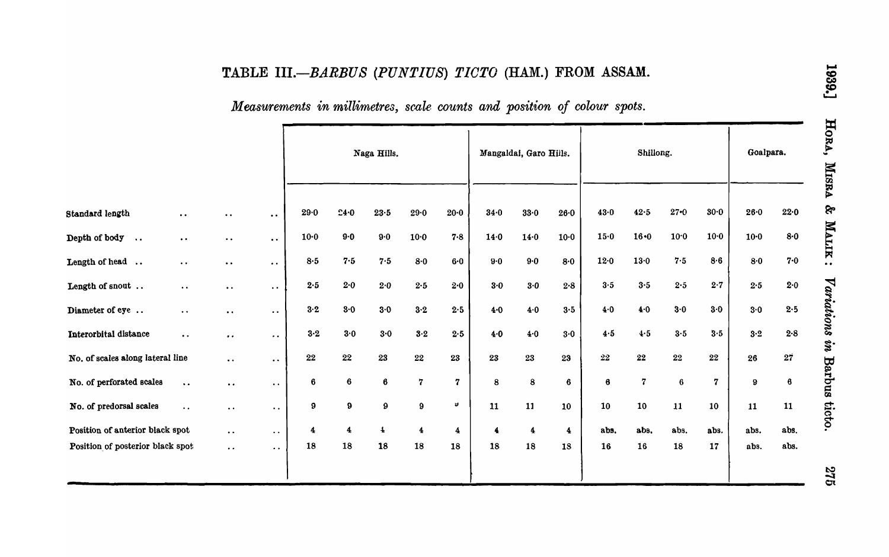## TABLE III.—*BARBUS (PUNTIUS) TICTO* (HAM.) FROM ASSAM.

*Measurements in millimetres, scale counts and position of colour spots.*

| | Naga Hills. | | | | | Mangaldai, Garo Hills. | | | Shillong. | | | | Goalpara. | |
|---|---|---|---|---|---|---|---|---|---|---|---|---|---|---|
| Standard length .. .. .. | 29·0 | 24·0 | 23·5 | 29·0 | 20·0 | 34·0 | 33·0 | 26·0 | 43·0 | 42·5 | 27·0 | 30·0 | 26·0 | 22·0 |
| Depth of body .. .. .. .. | 10·0 | 9·0 | 9·0 | 10·0 | 7·8 | 14·0 | 14·0 | 10·0 | 15·0 | 16·0 | 10·0 | 10·0 | 10·0 | 8·0 |
| Length of head .. .. .. .. | 8·5 | 7·5 | 7·5 | 8·0 | 6·0 | 9·0 | 9·0 | 8·0 | 12·0 | 13·0 | 7·5 | 8·6 | 8·0 | 7·0 |
| Length of snout .. .. .. .. | 2·5 | 2·0 | 2·0 | 2·5 | 2·0 | 3·0 | 3·0 | 2·8 | 3·5 | 3·5 | 2·5 | 2·7 | 2·5 | 2·0 |
| Diameter of eye .. .. .. .. | 3·2 | 3·0 | 3·0 | 3·2 | 2·5 | 4·0 | 4·0 | 3·5 | 4·0 | 4·0 | 3·0 | 3·0 | 3·0 | 2·5 |
| Interorbital distance .. .. .. | 3·2 | 3·0 | 3·0 | 3·2 | 2·5 | 4·0 | 4·0 | 3·0 | 4·5 | 4·5 | 3·5 | 3·5 | 3·2 | 2·8 |
| No. of scales along lateral line .. .. | 22 | 22 | 23 | 22 | 23 | 23 | 23 | 23 | 22 | 22 | 22 | 22 | 26 | 27 |
| No. of perforated scales .. .. .. | 6 | 6 | 6 | 7 | 7 | 8 | 8 | 6 | 6 | 7 | 6 | 7 | 9 | 6 |
| No. of predorsal scales .. .. .. | 9 | 9 | 9 | 9 | 9 | 11 | 11 | 10 | 10 | 10 | 11 | 10 | 11 | 11 |
| Position of anterior black spot .. .. | 4 | 4 | 4 | 4 | 4 | 4 | 4 | 4 | abs. | abs. | abs. | abs. | abs. | abs. |
| Position of posterior black spot .. .. | 18 | 18 | 18 | 18 | 18 | 18 | 18 | 18 | 16 | 16 | 18 | 17 | abs. | abs. |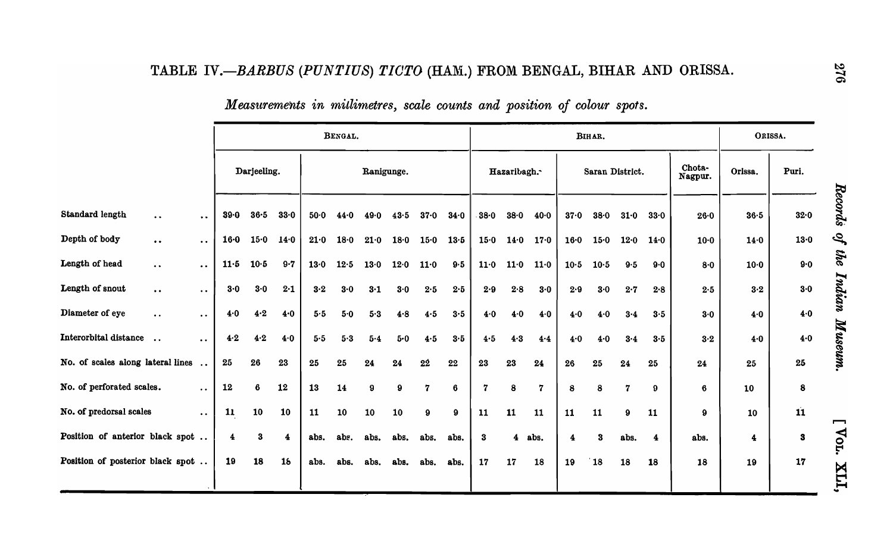## TABLE IV.—*BARBUS (PUNTIUS) TICTO* (HAM.) FROM BENGAL, BIHAR AND ORISSA.

*Measurements in millimetres, scale counts and position of colour spots.*

| | BENGAL. | | | | | | | | | BIHAR. | | | | | | | | ORISSA. | |
|---|---|---|---|---|---|---|---|---|---|---|---|---|---|---|---|---|---|---|---|
| | Darjeeling. | | | Ranigunge. | | | | | | Hazaribagh. | | | Saran District. | | | | Chota-Nagpur. | Orissa. | Puri. |
| Standard length .. .. | 39·0 | 36·5 | 33·0 | 50·0 | 44·0 | 49·0 | 43·5 | 37·0 | 34·0 | 38·0 | 38·0 | 40·0 | 37·0 | 38·0 | 31·0 | 33·0 | 26·0 | 36·5 | 32·0 |
| Depth of body .. .. | 16·0 | 15·0 | 14·0 | 21·0 | 18·0 | 21·0 | 18·0 | 15·0 | 13·5 | 15·0 | 14·0 | 17·0 | 16·0 | 15·0 | 12·0 | 14·0 | 10·0 | 14·0 | 13·0 |
| Length of head .. .. | 11·5 | 10·5 | 9·7 | 13·0 | 12·5 | 13·0 | 12·0 | 11·0 | 9·5 | 11·0 | 11·0 | 11·0 | 10·5 | 10·5 | 9·5 | 9·0 | 8·0 | 10·0 | 9·0 |
| Length of snout .. .. | 3·0 | 3·0 | 2·1 | 3·2 | 3·0 | 3·1 | 3·0 | 2·5 | 2·5 | 2·9 | 2·8 | 3·0 | 2·9 | 3·0 | 2·7 | 2·8 | 2·5 | 3·2 | 3·0 |
| Diameter of eye .. .. | 4·0 | 4·2 | 4·0 | 5·5 | 5·0 | 5·3 | 4·8 | 4·5 | 3·5 | 4·0 | 4·0 | 4·0 | 4·0 | 4·0 | 3·4 | 3·5 | 3·0 | 4·0 | 4·0 |
| Interorbital distance .. .. | 4·2 | 4·2 | 4·0 | 5·5 | 5·3 | 5·4 | 5·0 | 4·5 | 3·5 | 4·5 | 4·3 | 4·4 | 4·0 | 4·0 | 3·4 | 3·5 | 3·2 | 4·0 | 4·0 |
| No. of scales along lateral lines .. | 25 | 26 | 23 | 25 | 25 | 24 | 24 | 22 | 22 | 23 | 23 | 24 | 26 | 25 | 24 | 25 | 24 | 25 | 25 |
| No. of perforated scales. .. | 12 | 6 | 12 | 13 | 14 | 9 | 9 | 7 | 6 | 7 | 8 | 7 | 8 | 8 | 7 | 9 | 6 | 10 | 8 |
| No. of predorsal scales .. | 11 | 10 | 10 | 11 | 10 | 10 | 10 | 9 | 9 | 11 | 11 | 11 | 11 | 11 | 9 | 11 | 9 | 10 | 11 |
| Position of anterior black spot .. | 4 | 3 | 4 | abs. | abs. | abs. | abs. | abs. | abs. | 3 | 4 | abs. | 4 | 3 | abs. | 4 | abs. | 4 | 3 |
| Position of posterior black spot .. | 19 | 18 | 16 | abs. | abs. | abs. | abs. | abs. | abs. | 17 | 17 | 18 | 19 | 18 | 18 | 18 | 18 | 19 | 17 |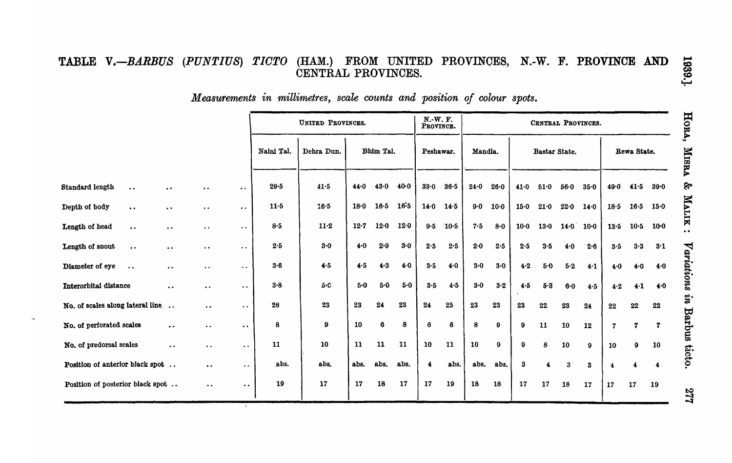## TABLE V.—*BARBUS (PUNTIUS) TICTO* (HAM.) FROM UNITED PROVINCES, N.-W. F. PROVINCE AND CENTRAL PROVINCES.

*Measurements in millimetres, scale counts and position of colour spots.*

| | UNITED PROVINCES. | | | | | N.-W. F. PROVINCE. | | CENTRAL PROVINCES. | | | | | | | | |
|---|---|---|---|---|---|---|---|---|---|---|---|---|---|---|---|---|
| | Naini Tal. | Dehra Dun. | Bhim Tal. | | | Peshawar. | | Mandla. | | Bastar State. | | | | Rewa State. | | |
| Standard length | 29·5 | 41·5 | 44·0 | 43·0 | 40·0 | 33·0 | 36·5 | 24·0 | 26·0 | 41·0 | 51·0 | 56·0 | 35·0 | 49·0 | 41·5 | 39·0 |
| Depth of body | 11·5 | 16·5 | 18·0 | 16·5 | 16·5 | 14·0 | 14·5 | 9·0 | 10·0 | 15·0 | 21·0 | 22·0 | 14·0 | 18·5 | 16·5 | 15·0 |
| Length of head | 8·5 | 11·2 | 12·7 | 12·0 | 12·0 | 9·5 | 10·5 | 7·5 | 8·0 | 10·0 | 13·0 | 14·0 | 10·0 | 13·5 | 10·5 | 10·0 |
| Length of snout | 2·5 | 3·0 | 4·0 | 2·9 | 3·0 | 2·5 | 2·5 | 2·0 | 2·5 | 2·5 | 3·5 | 4·0 | 2·6 | 3·5 | 3·3 | 3·1 |
| Diameter of eye | 3·6 | 4·5 | 4·5 | 4·3 | 4·0 | 3·5 | 4·0 | 3·0 | 3·0 | 4·2 | 5·0 | 5·2 | 4·1 | 4·0 | 4·0 | 4·0 |
| Interorbital distance | 3·8 | 5·0 | 5·0 | 5·0 | 5·0 | 3·5 | 4·5 | 3·0 | 3·2 | 4·5 | 5·3 | 6·0 | 4·5 | 4·2 | 4·1 | 4·0 |
| No. of scales along lateral line | 26 | 23 | 23 | 24 | 23 | 24 | 25 | 23 | 23 | 23 | 22 | 23 | 24 | 22 | 22 | 22 |
| No. of perforated scales | 8 | 9 | 10 | 6 | 8 | 6 | 6 | 8 | 9 | 9 | 11 | 10 | 12 | 7 | 7 | 7 |
| No. of predorsal scales | 11 | 10 | 11 | 11 | 11 | 10 | 11 | 10 | 9 | 9 | 8 | 10 | 9 | 10 | 9 | 10 |
| Position of anterior black spot | abs. | abs. | abs. | abs. | abs. | 4 | abs. | abs. | abs. | 3 | 4 | 3 | 3 | 4 | 4 | 4 |
| Position of posterior black spot | 19 | 17 | 17 | 18 | 17 | 17 | 19 | 18 | 18 | 17 | 17 | 18 | 17 | 17 | 17 | 19 |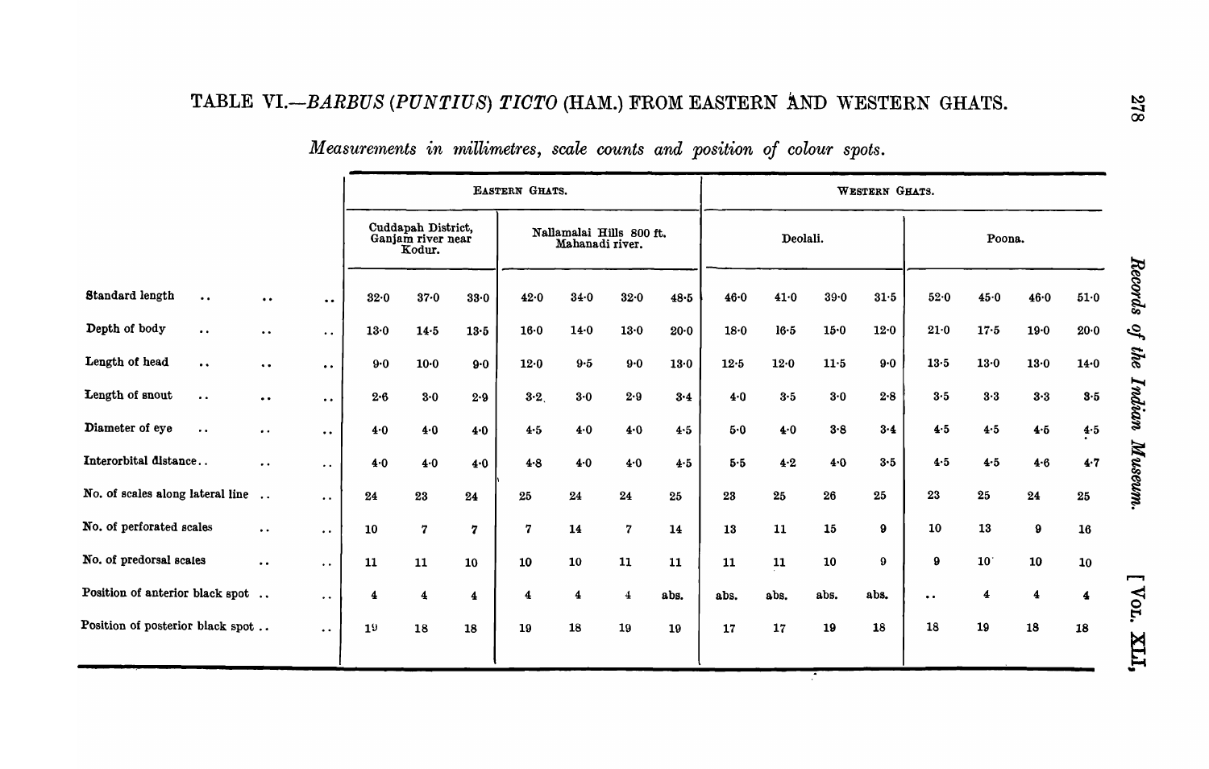## TABLE VI.—*BARBUS (PUNTIUS) TICTO* (HAM.) FROM EASTERN AND WESTERN GHATS.

*Measurements in millimetres, scale counts and position of colour spots.*

| | Eastern Ghats. | | | | | | | Western Ghats. | | | | | | | |
|---|---|---|---|---|---|---|---|---|---|---|---|---|---|---|---|
| | Cuddapah District, Ganjam river near Kodur. | | | Nallamalai Hills 800 ft. Mahanadi river. | | | | Deolali. | | | | Poona. | | | |
| Standard length .. .. .. | 32·0 | 37·0 | 33·0 | 42·0 | 34·0 | 32·0 | 48·5 | 46·0 | 41·0 | 39·0 | 31·5 | 52·0 | 45·0 | 46·0 | 51·0 |
| Depth of body .. .. .. | 13·0 | 14·5 | 13·5 | 16·0 | 14·0 | 13·0 | 20·0 | 18·0 | 16·5 | 15·0 | 12·0 | 21·0 | 17·5 | 19·0 | 20·0 |
| Length of head .. .. .. | 9·0 | 10·0 | 9·0 | 12·0 | 9·5 | 9·0 | 13·0 | 12·5 | 12·0 | 11·5 | 9·0 | 13·5 | 13·0 | 13·0 | 14·0 |
| Length of snout .. .. .. | 2·6 | 3·0 | 2·9 | 3·2 | 3·0 | 2·9 | 3·4 | 4·0 | 3·5 | 3·0 | 2·8 | 3·5 | 3·3 | 3·3 | 3·5 |
| Diameter of eye .. .. .. | 4·0 | 4·0 | 4·0 | 4·5 | 4·0 | 4·0 | 4·5 | 5·0 | 4·0 | 3·8 | 3·4 | 4·5 | 4·5 | 4·5 | 4·5 |
| Interorbital distance.. .. .. | 4·0 | 4·0 | 4·0 | 4·8 | 4·0 | 4·0 | 4·5 | 5·5 | 4·2 | 4·0 | 3·5 | 4·5 | 4·5 | 4·6 | 4·7 |
| No. of scales along lateral line .. .. | 24 | 23 | 24 | 25 | 24 | 24 | 25 | 23 | 25 | 26 | 25 | 23 | 25 | 24 | 25 |
| No. of perforated scales .. .. | 10 | 7 | 7 | 7 | 14 | 7 | 14 | 13 | 11 | 15 | 9 | 10 | 13 | 9 | 16 |
| No. of predorsal scales .. .. | 11 | 11 | 10 | 10 | 10 | 11 | 11 | 11 | 11 | 10 | 9 | 9 | 10 | 10 | 10 |
| Position of anterior black spot .. .. | 4 | 4 | 4 | 4 | 4 | 4 | abs. | abs. | abs. | abs. | abs. | .. | 4 | 4 | 4 |
| Position of posterior black spot .. .. | 19 | 18 | 18 | 19 | 18 | 19 | 19 | 17 | 17 | 19 | 18 | 18 | 19 | 18 | 18 |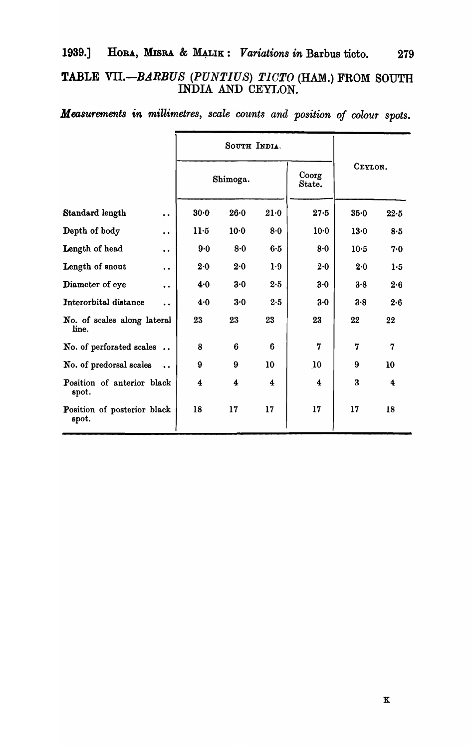## TABLE VII.—*BARBUS (PUNTIUS) TICTO* (HAM.) FROM SOUTH INDIA AND CEYLON.

***Measurements in millimetres, scale counts and position of colour spots.***

| | SOUTH INDIA. | | | | CEYLON. | |
|---|---|---|---|---|---|---|
| | Shimoga. | | | Coorg State. | | |
| Standard length .. | 30·0 | 26·0 | 21·0 | 27·5 | 35·0 | 22·5 |
| Depth of body .. | 11·5 | 10·0 | 8·0 | 10·0 | 13·0 | 8·5 |
| Length of head .. | 9·0 | 8·0 | 6·5 | 8·0 | 10·5 | 7·0 |
| Length of snout .. | 2·0 | 2·0 | 1·9 | 2·0 | 2·0 | 1·5 |
| Diameter of eye .. | 4·0 | 3·0 | 2·5 | 3·0 | 3·8 | 2·6 |
| Interorbital distance .. | 4·0 | 3·0 | 2·5 | 3·0 | 3·8 | 2·6 |
| No. of scales along lateral line. | 23 | 23 | 23 | 23 | 22 | 22 |
| No. of perforated scales .. | 8 | 6 | 6 | 7 | 7 | 7 |
| No. of predorsal scales .. | 9 | 9 | 10 | 10 | 9 | 10 |
| Position of anterior black spot. | 4 | 4 | 4 | 4 | 3 | 4 |
| Position of posterior black spot. | 18 | 17 | 17 | 17 | 17 | 18 |